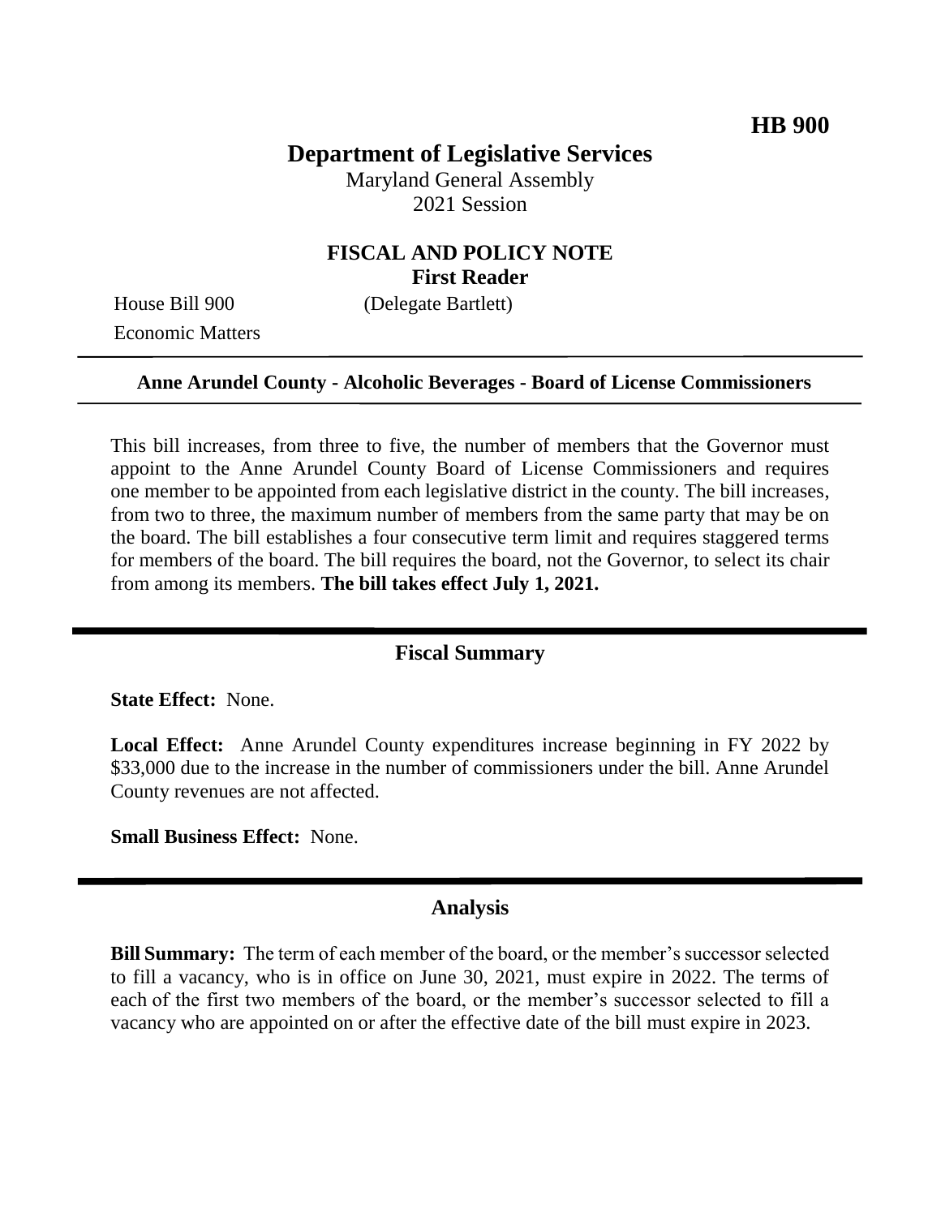**HB 900**

# Department of Legislative Services

Maryland General Assembly
2021 Session

## FISCAL AND POLICY NOTE
**First Reader**

House Bill 900 (Delegate Bartlett)
Economic Matters

---

**Anne Arundel County - Alcoholic Beverages - Board of License Commissioners**

---

This bill increases, from three to five, the number of members that the Governor must appoint to the Anne Arundel County Board of License Commissioners and requires one member to be appointed from each legislative district in the county. The bill increases, from two to three, the maximum number of members from the same party that may be on the board. The bill establishes a four consecutive term limit and requires staggered terms for members of the board. The bill requires the board, not the Governor, to select its chair from among its members. **The bill takes effect July 1, 2021.**

---

## Fiscal Summary

**State Effect:** None.

**Local Effect:** Anne Arundel County expenditures increase beginning in FY 2022 by $33,000 due to the increase in the number of commissioners under the bill. Anne Arundel County revenues are not affected.

**Small Business Effect:** None.

---

## Analysis

**Bill Summary:** The term of each member of the board, or the member's successor selected to fill a vacancy, who is in office on June 30, 2021, must expire in 2022. The terms of each of the first two members of the board, or the member's successor selected to fill a vacancy who are appointed on or after the effective date of the bill must expire in 2023.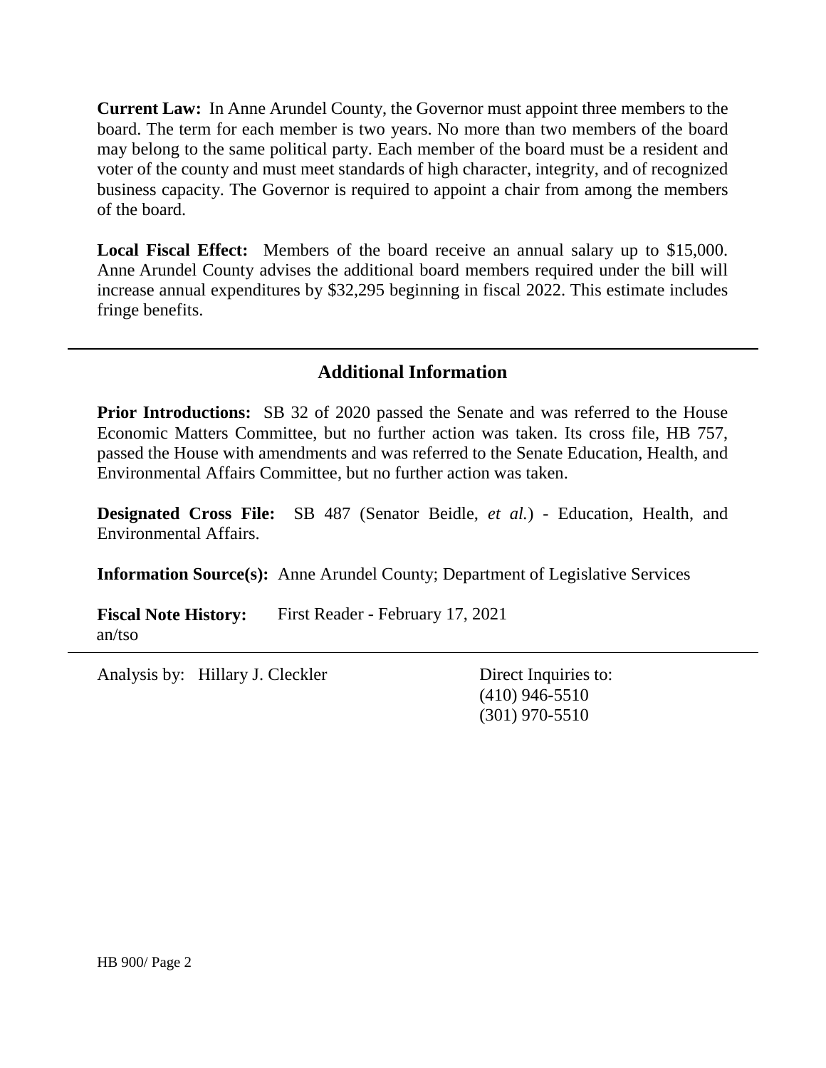**Current Law:** In Anne Arundel County, the Governor must appoint three members to the board. The term for each member is two years. No more than two members of the board may belong to the same political party. Each member of the board must be a resident and voter of the county and must meet standards of high character, integrity, and of recognized business capacity. The Governor is required to appoint a chair from among the members of the board.

**Local Fiscal Effect:** Members of the board receive an annual salary up to $15,000. Anne Arundel County advises the additional board members required under the bill will increase annual expenditures by $32,295 beginning in fiscal 2022. This estimate includes fringe benefits.

## Additional Information

**Prior Introductions:** SB 32 of 2020 passed the Senate and was referred to the House Economic Matters Committee, but no further action was taken. Its cross file, HB 757, passed the House with amendments and was referred to the Senate Education, Health, and Environmental Affairs Committee, but no further action was taken.

**Designated Cross File:** SB 487 (Senator Beidle, *et al.*) - Education, Health, and Environmental Affairs.

**Information Source(s):** Anne Arundel County; Department of Legislative Services

**Fiscal Note History:** First Reader - February 17, 2021
an/tso

Analysis by: Hillary J. Cleckler

Direct Inquiries to:
(410) 946-5510
(301) 970-5510